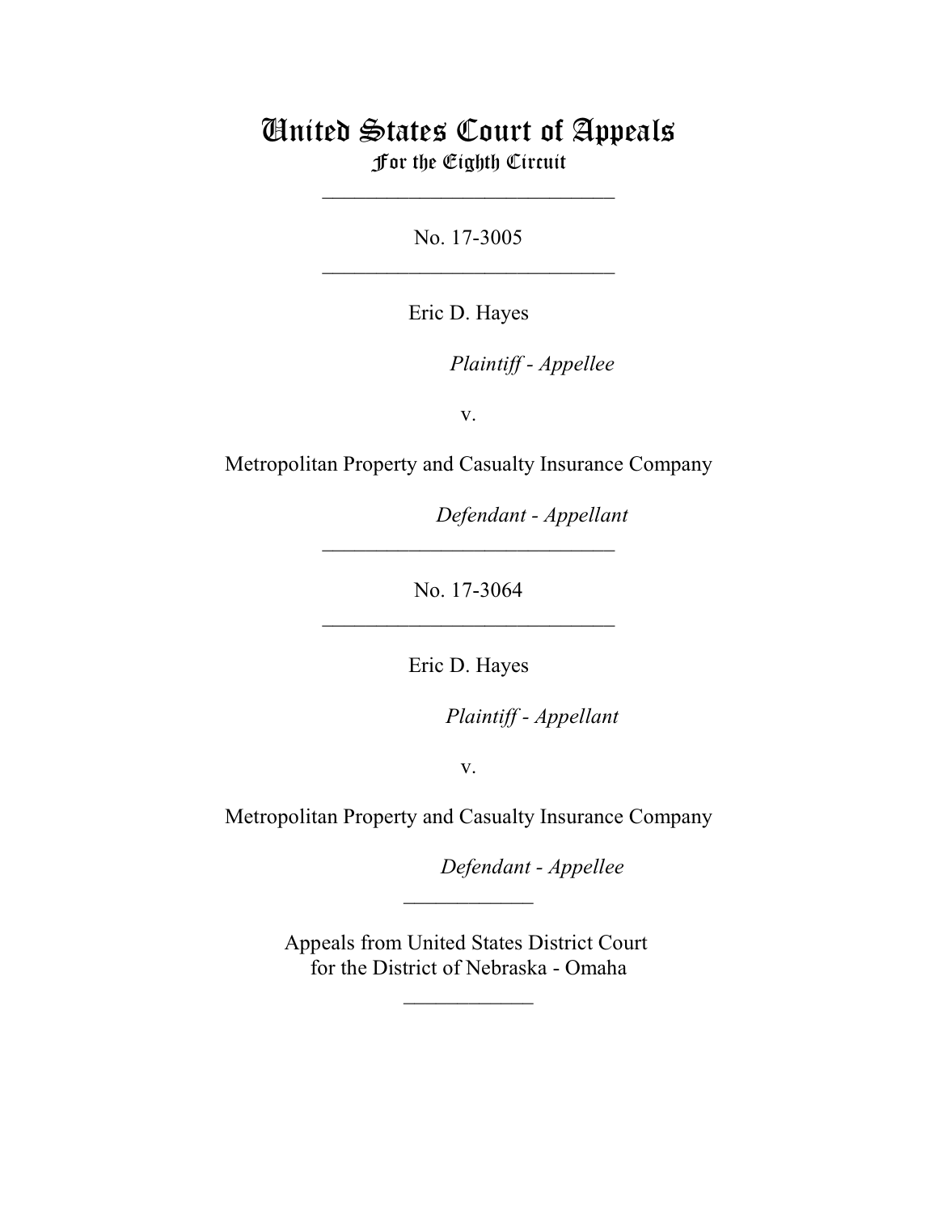# United States Court of Appeals
## For the Eighth Circuit

---

No. 17-3005

---

Eric D. Hayes

*Plaintiff - Appellee*

v.

Metropolitan Property and Casualty Insurance Company

*Defendant - Appellant*

---

No. 17-3064

---

Eric D. Hayes

*Plaintiff - Appellant*

v.

Metropolitan Property and Casualty Insurance Company

*Defendant - Appellee*

---

Appeals from United States District Court
for the District of Nebraska - Omaha

---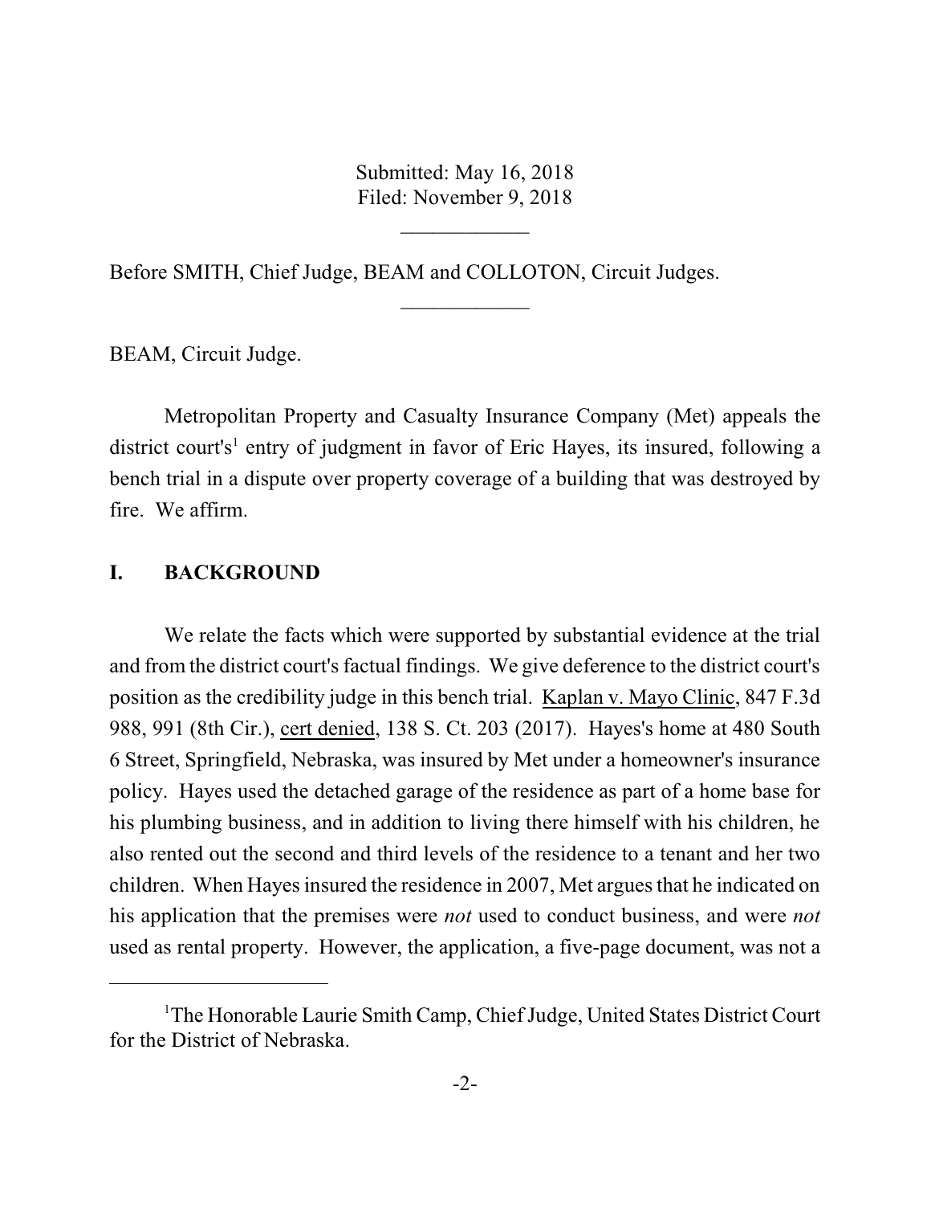Submitted: May 16, 2018
Filed: November 9, 2018

---

Before SMITH, Chief Judge, BEAM and COLLOTON, Circuit Judges.

---

BEAM, Circuit Judge.

Metropolitan Property and Casualty Insurance Company (Met) appeals the district court's[1] entry of judgment in favor of Eric Hayes, its insured, following a bench trial in a dispute over property coverage of a building that was destroyed by fire. We affirm.

## I. BACKGROUND

We relate the facts which were supported by substantial evidence at the trial and from the district court's factual findings. We give deference to the district court's position as the credibility judge in this bench trial. Kaplan v. Mayo Clinic, 847 F.3d 988, 991 (8th Cir.), cert denied, 138 S. Ct. 203 (2017). Hayes's home at 480 South 6 Street, Springfield, Nebraska, was insured by Met under a homeowner's insurance policy. Hayes used the detached garage of the residence as part of a home base for his plumbing business, and in addition to living there himself with his children, he also rented out the second and third levels of the residence to a tenant and her two children. When Hayes insured the residence in 2007, Met argues that he indicated on his application that the premises were *not* used to conduct business, and were *not* used as rental property. However, the application, a five-page document, was not a

---

[1]The Honorable Laurie Smith Camp, Chief Judge, United States District Court for the District of Nebraska.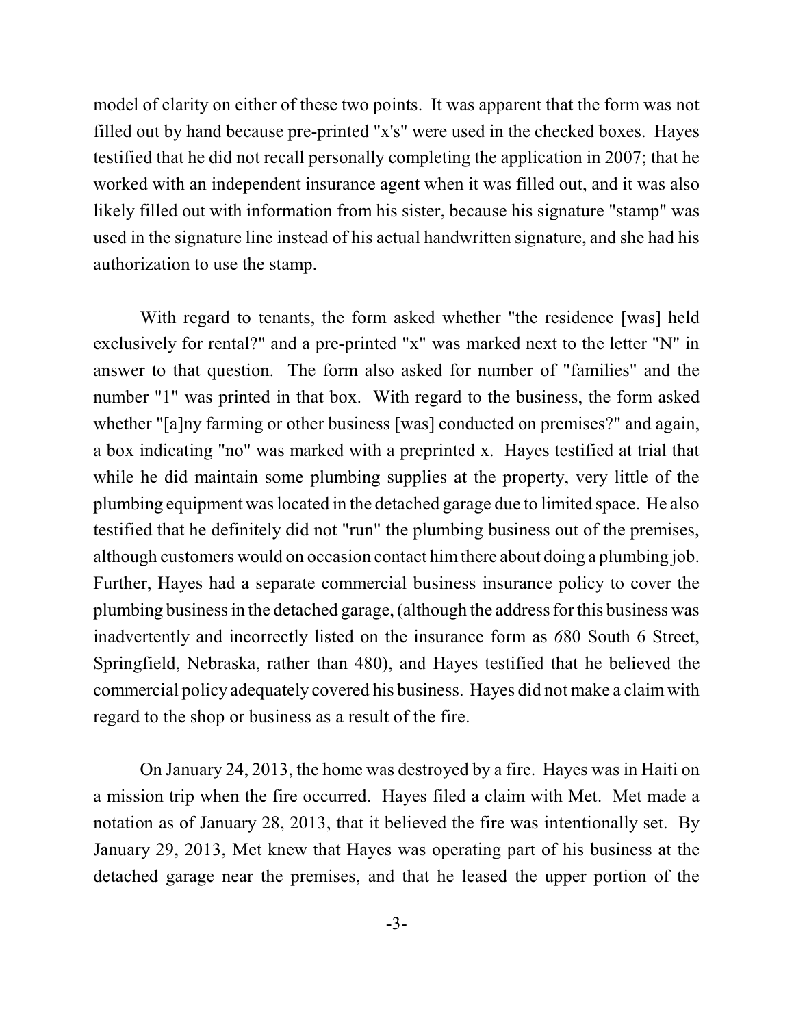model of clarity on either of these two points. It was apparent that the form was not filled out by hand because pre-printed "x's" were used in the checked boxes. Hayes testified that he did not recall personally completing the application in 2007; that he worked with an independent insurance agent when it was filled out, and it was also likely filled out with information from his sister, because his signature "stamp" was used in the signature line instead of his actual handwritten signature, and she had his authorization to use the stamp.

With regard to tenants, the form asked whether "the residence [was] held exclusively for rental?" and a pre-printed "x" was marked next to the letter "N" in answer to that question. The form also asked for number of "families" and the number "1" was printed in that box. With regard to the business, the form asked whether "[a]ny farming or other business [was] conducted on premises?" and again, a box indicating "no" was marked with a preprinted x. Hayes testified at trial that while he did maintain some plumbing supplies at the property, very little of the plumbing equipment was located in the detached garage due to limited space. He also testified that he definitely did not "run" the plumbing business out of the premises, although customers would on occasion contact him there about doing a plumbing job. Further, Hayes had a separate commercial business insurance policy to cover the plumbing business in the detached garage, (although the address for this business was inadvertently and incorrectly listed on the insurance form as *6*80 South 6 Street, Springfield, Nebraska, rather than 480), and Hayes testified that he believed the commercial policy adequately covered his business. Hayes did not make a claim with regard to the shop or business as a result of the fire.

On January 24, 2013, the home was destroyed by a fire. Hayes was in Haiti on a mission trip when the fire occurred. Hayes filed a claim with Met. Met made a notation as of January 28, 2013, that it believed the fire was intentionally set. By January 29, 2013, Met knew that Hayes was operating part of his business at the detached garage near the premises, and that he leased the upper portion of the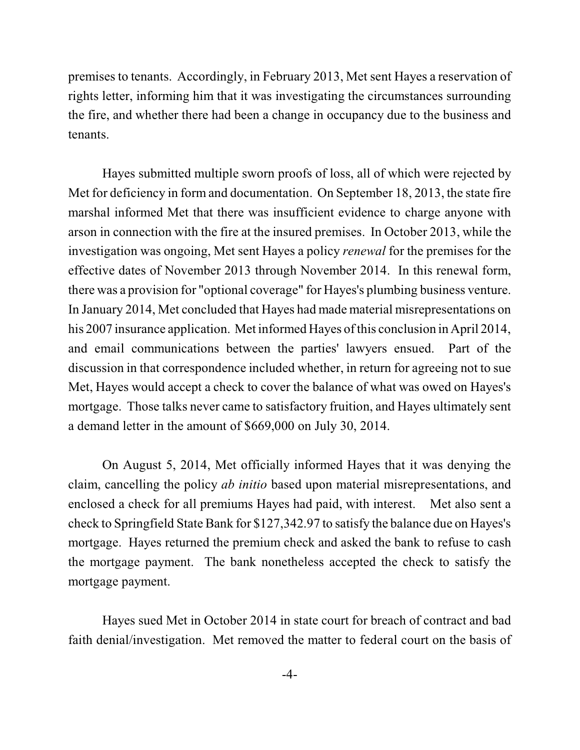premises to tenants. Accordingly, in February 2013, Met sent Hayes a reservation of rights letter, informing him that it was investigating the circumstances surrounding the fire, and whether there had been a change in occupancy due to the business and tenants.

Hayes submitted multiple sworn proofs of loss, all of which were rejected by Met for deficiency in form and documentation. On September 18, 2013, the state fire marshal informed Met that there was insufficient evidence to charge anyone with arson in connection with the fire at the insured premises. In October 2013, while the investigation was ongoing, Met sent Hayes a policy *renewal* for the premises for the effective dates of November 2013 through November 2014. In this renewal form, there was a provision for "optional coverage" for Hayes's plumbing business venture. In January 2014, Met concluded that Hayes had made material misrepresentations on his 2007 insurance application. Met informed Hayes of this conclusion in April 2014, and email communications between the parties' lawyers ensued. Part of the discussion in that correspondence included whether, in return for agreeing not to sue Met, Hayes would accept a check to cover the balance of what was owed on Hayes's mortgage. Those talks never came to satisfactory fruition, and Hayes ultimately sent a demand letter in the amount of $669,000 on July 30, 2014.

On August 5, 2014, Met officially informed Hayes that it was denying the claim, cancelling the policy *ab initio* based upon material misrepresentations, and enclosed a check for all premiums Hayes had paid, with interest. Met also sent a check to Springfield State Bank for $127,342.97 to satisfy the balance due on Hayes's mortgage. Hayes returned the premium check and asked the bank to refuse to cash the mortgage payment. The bank nonetheless accepted the check to satisfy the mortgage payment.

Hayes sued Met in October 2014 in state court for breach of contract and bad faith denial/investigation. Met removed the matter to federal court on the basis of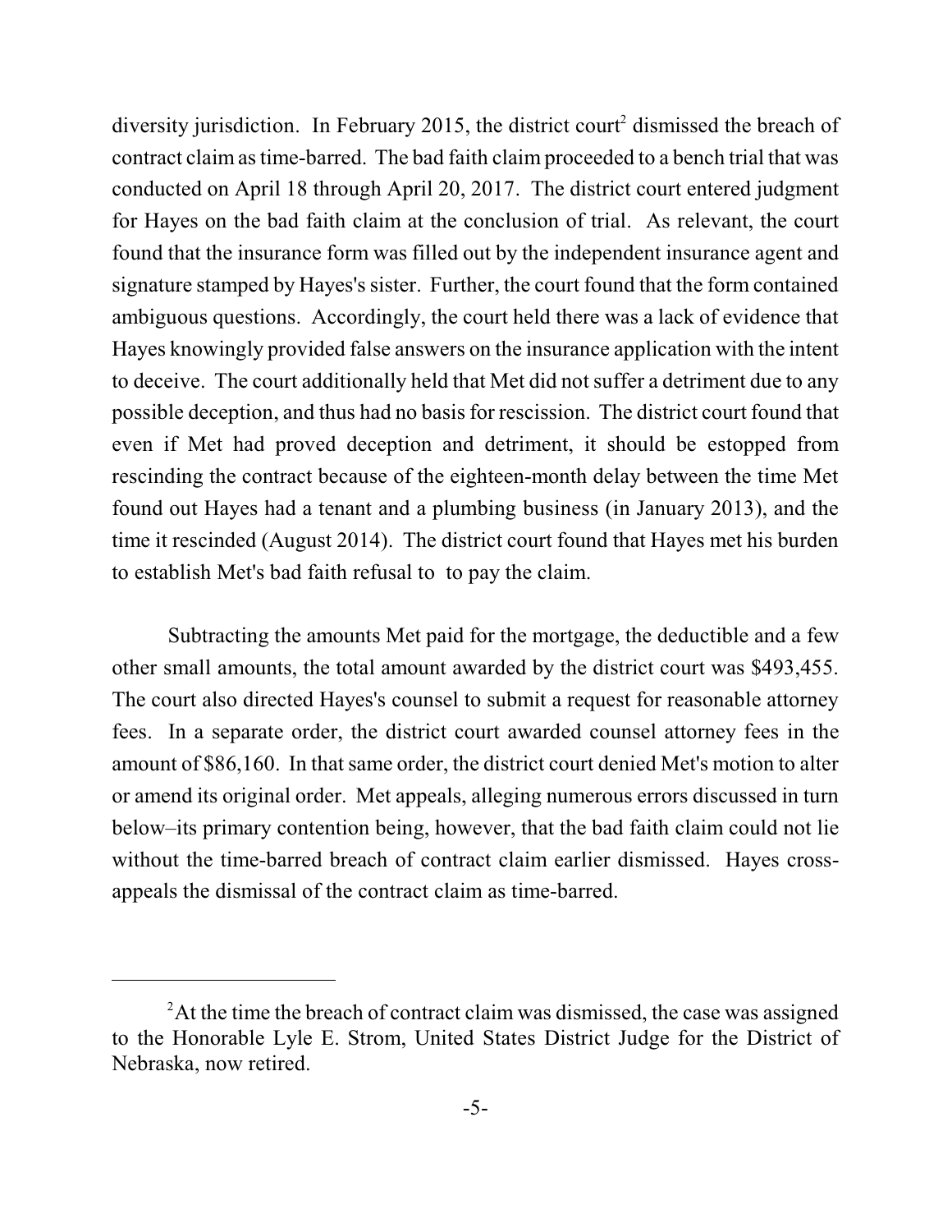diversity jurisdiction. In February 2015, the district court[2] dismissed the breach of contract claim as time-barred. The bad faith claim proceeded to a bench trial that was conducted on April 18 through April 20, 2017. The district court entered judgment for Hayes on the bad faith claim at the conclusion of trial. As relevant, the court found that the insurance form was filled out by the independent insurance agent and signature stamped by Hayes's sister. Further, the court found that the form contained ambiguous questions. Accordingly, the court held there was a lack of evidence that Hayes knowingly provided false answers on the insurance application with the intent to deceive. The court additionally held that Met did not suffer a detriment due to any possible deception, and thus had no basis for rescission. The district court found that even if Met had proved deception and detriment, it should be estopped from rescinding the contract because of the eighteen-month delay between the time Met found out Hayes had a tenant and a plumbing business (in January 2013), and the time it rescinded (August 2014). The district court found that Hayes met his burden to establish Met's bad faith refusal to to pay the claim.

Subtracting the amounts Met paid for the mortgage, the deductible and a few other small amounts, the total amount awarded by the district court was $493,455. The court also directed Hayes's counsel to submit a request for reasonable attorney fees. In a separate order, the district court awarded counsel attorney fees in the amount of $86,160. In that same order, the district court denied Met's motion to alter or amend its original order. Met appeals, alleging numerous errors discussed in turn below–its primary contention being, however, that the bad faith claim could not lie without the time-barred breach of contract claim earlier dismissed. Hayes cross-appeals the dismissal of the contract claim as time-barred.

---

[2] At the time the breach of contract claim was dismissed, the case was assigned to the Honorable Lyle E. Strom, United States District Judge for the District of Nebraska, now retired.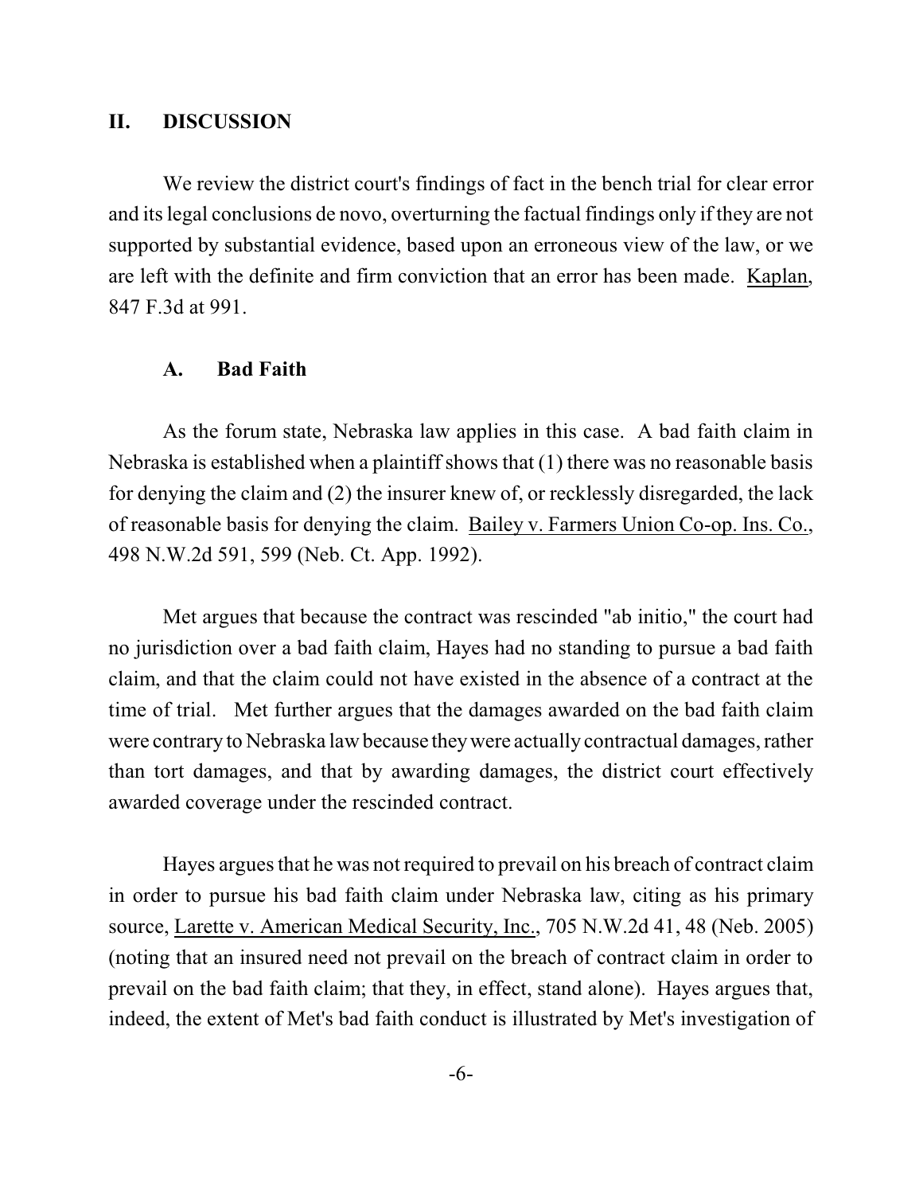## II. DISCUSSION

We review the district court's findings of fact in the bench trial for clear error and its legal conclusions de novo, overturning the factual findings only if they are not supported by substantial evidence, based upon an erroneous view of the law, or we are left with the definite and firm conviction that an error has been made. Kaplan, 847 F.3d at 991.

### A. Bad Faith

As the forum state, Nebraska law applies in this case. A bad faith claim in Nebraska is established when a plaintiff shows that (1) there was no reasonable basis for denying the claim and (2) the insurer knew of, or recklessly disregarded, the lack of reasonable basis for denying the claim. Bailey v. Farmers Union Co-op. Ins. Co., 498 N.W.2d 591, 599 (Neb. Ct. App. 1992).

Met argues that because the contract was rescinded "ab initio," the court had no jurisdiction over a bad faith claim, Hayes had no standing to pursue a bad faith claim, and that the claim could not have existed in the absence of a contract at the time of trial. Met further argues that the damages awarded on the bad faith claim were contrary to Nebraska law because they were actually contractual damages, rather than tort damages, and that by awarding damages, the district court effectively awarded coverage under the rescinded contract.

Hayes argues that he was not required to prevail on his breach of contract claim in order to pursue his bad faith claim under Nebraska law, citing as his primary source, Larette v. American Medical Security, Inc., 705 N.W.2d 41, 48 (Neb. 2005) (noting that an insured need not prevail on the breach of contract claim in order to prevail on the bad faith claim; that they, in effect, stand alone). Hayes argues that, indeed, the extent of Met's bad faith conduct is illustrated by Met's investigation of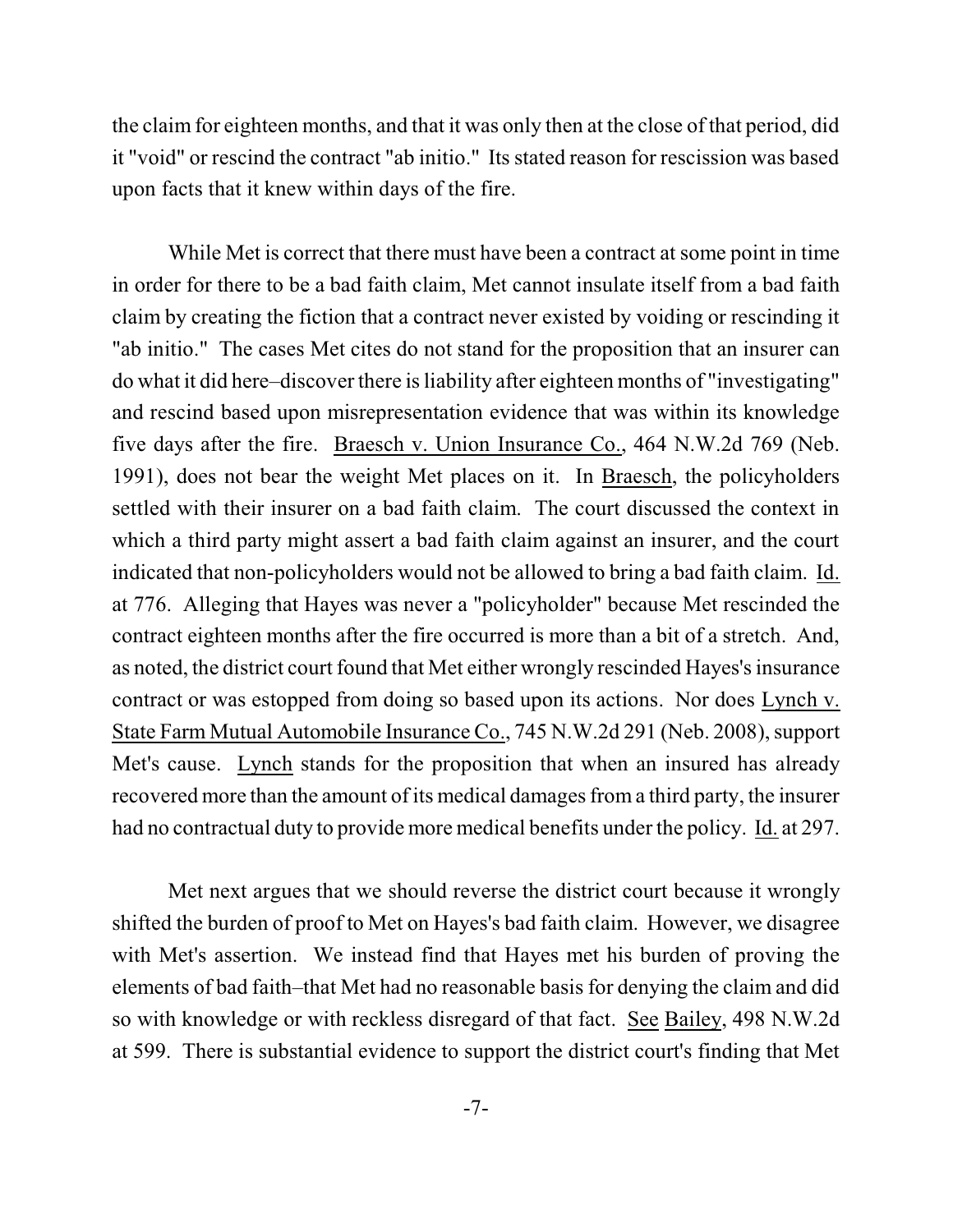the claim for eighteen months, and that it was only then at the close of that period, did it "void" or rescind the contract "ab initio." Its stated reason for rescission was based upon facts that it knew within days of the fire.

While Met is correct that there must have been a contract at some point in time in order for there to be a bad faith claim, Met cannot insulate itself from a bad faith claim by creating the fiction that a contract never existed by voiding or rescinding it "ab initio." The cases Met cites do not stand for the proposition that an insurer can do what it did here–discover there is liability after eighteen months of "investigating" and rescind based upon misrepresentation evidence that was within its knowledge five days after the fire. Braesch v. Union Insurance Co., 464 N.W.2d 769 (Neb. 1991), does not bear the weight Met places on it. In Braesch, the policyholders settled with their insurer on a bad faith claim. The court discussed the context in which a third party might assert a bad faith claim against an insurer, and the court indicated that non-policyholders would not be allowed to bring a bad faith claim. Id. at 776. Alleging that Hayes was never a "policyholder" because Met rescinded the contract eighteen months after the fire occurred is more than a bit of a stretch. And, as noted, the district court found that Met either wrongly rescinded Hayes's insurance contract or was estopped from doing so based upon its actions. Nor does Lynch v. State Farm Mutual Automobile Insurance Co., 745 N.W.2d 291 (Neb. 2008), support Met's cause. Lynch stands for the proposition that when an insured has already recovered more than the amount of its medical damages from a third party, the insurer had no contractual duty to provide more medical benefits under the policy. Id. at 297.

Met next argues that we should reverse the district court because it wrongly shifted the burden of proof to Met on Hayes's bad faith claim. However, we disagree with Met's assertion. We instead find that Hayes met his burden of proving the elements of bad faith–that Met had no reasonable basis for denying the claim and did so with knowledge or with reckless disregard of that fact. See Bailey, 498 N.W.2d at 599. There is substantial evidence to support the district court's finding that Met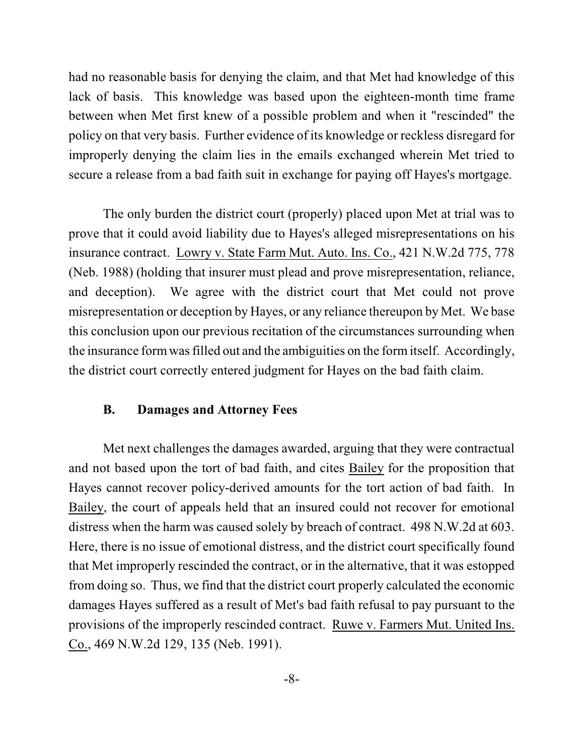had no reasonable basis for denying the claim, and that Met had knowledge of this lack of basis. This knowledge was based upon the eighteen-month time frame between when Met first knew of a possible problem and when it "rescinded" the policy on that very basis. Further evidence of its knowledge or reckless disregard for improperly denying the claim lies in the emails exchanged wherein Met tried to secure a release from a bad faith suit in exchange for paying off Hayes's mortgage.

The only burden the district court (properly) placed upon Met at trial was to prove that it could avoid liability due to Hayes's alleged misrepresentations on his insurance contract. Lowry v. State Farm Mut. Auto. Ins. Co., 421 N.W.2d 775, 778 (Neb. 1988) (holding that insurer must plead and prove misrepresentation, reliance, and deception). We agree with the district court that Met could not prove misrepresentation or deception by Hayes, or any reliance thereupon by Met. We base this conclusion upon our previous recitation of the circumstances surrounding when the insurance form was filled out and the ambiguities on the form itself. Accordingly, the district court correctly entered judgment for Hayes on the bad faith claim.

### B. Damages and Attorney Fees

Met next challenges the damages awarded, arguing that they were contractual and not based upon the tort of bad faith, and cites Bailey for the proposition that Hayes cannot recover policy-derived amounts for the tort action of bad faith. In Bailey, the court of appeals held that an insured could not recover for emotional distress when the harm was caused solely by breach of contract. 498 N.W.2d at 603. Here, there is no issue of emotional distress, and the district court specifically found that Met improperly rescinded the contract, or in the alternative, that it was estopped from doing so. Thus, we find that the district court properly calculated the economic damages Hayes suffered as a result of Met's bad faith refusal to pay pursuant to the provisions of the improperly rescinded contract. Ruwe v. Farmers Mut. United Ins. Co., 469 N.W.2d 129, 135 (Neb. 1991).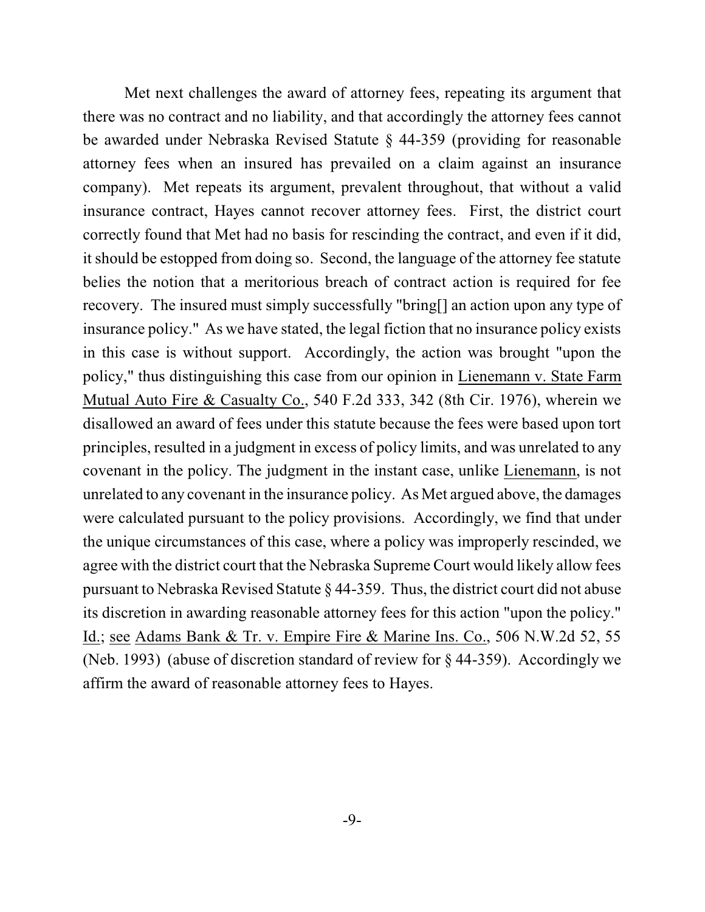Met next challenges the award of attorney fees, repeating its argument that there was no contract and no liability, and that accordingly the attorney fees cannot be awarded under Nebraska Revised Statute § 44-359 (providing for reasonable attorney fees when an insured has prevailed on a claim against an insurance company). Met repeats its argument, prevalent throughout, that without a valid insurance contract, Hayes cannot recover attorney fees. First, the district court correctly found that Met had no basis for rescinding the contract, and even if it did, it should be estopped from doing so. Second, the language of the attorney fee statute belies the notion that a meritorious breach of contract action is required for fee recovery. The insured must simply successfully "bring[] an action upon any type of insurance policy." As we have stated, the legal fiction that no insurance policy exists in this case is without support. Accordingly, the action was brought "upon the policy," thus distinguishing this case from our opinion in Lienemann v. State Farm Mutual Auto Fire & Casualty Co., 540 F.2d 333, 342 (8th Cir. 1976), wherein we disallowed an award of fees under this statute because the fees were based upon tort principles, resulted in a judgment in excess of policy limits, and was unrelated to any covenant in the policy. The judgment in the instant case, unlike Lienemann, is not unrelated to any covenant in the insurance policy. As Met argued above, the damages were calculated pursuant to the policy provisions. Accordingly, we find that under the unique circumstances of this case, where a policy was improperly rescinded, we agree with the district court that the Nebraska Supreme Court would likely allow fees pursuant to Nebraska Revised Statute § 44-359. Thus, the district court did not abuse its discretion in awarding reasonable attorney fees for this action "upon the policy." Id.; see Adams Bank & Tr. v. Empire Fire & Marine Ins. Co., 506 N.W.2d 52, 55 (Neb. 1993) (abuse of discretion standard of review for § 44-359). Accordingly we affirm the award of reasonable attorney fees to Hayes.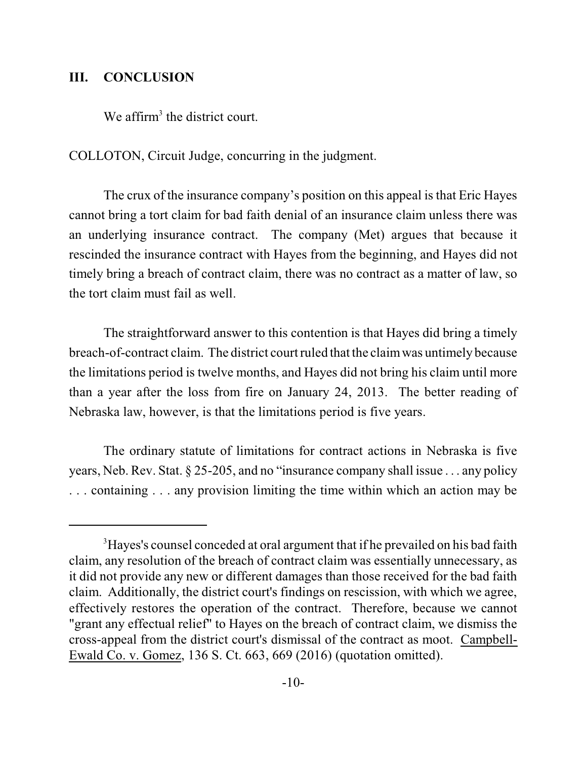## III. CONCLUSION

We affirm[3] the district court.

COLLOTON, Circuit Judge, concurring in the judgment.

The crux of the insurance company's position on this appeal is that Eric Hayes cannot bring a tort claim for bad faith denial of an insurance claim unless there was an underlying insurance contract. The company (Met) argues that because it rescinded the insurance contract with Hayes from the beginning, and Hayes did not timely bring a breach of contract claim, there was no contract as a matter of law, so the tort claim must fail as well.

The straightforward answer to this contention is that Hayes did bring a timely breach-of-contract claim. The district court ruled that the claim was untimely because the limitations period is twelve months, and Hayes did not bring his claim until more than a year after the loss from fire on January 24, 2013. The better reading of Nebraska law, however, is that the limitations period is five years.

The ordinary statute of limitations for contract actions in Nebraska is five years, Neb. Rev. Stat. § 25-205, and no "insurance company shall issue . . . any policy . . . containing . . . any provision limiting the time within which an action may be

[3]Hayes's counsel conceded at oral argument that if he prevailed on his bad faith claim, any resolution of the breach of contract claim was essentially unnecessary, as it did not provide any new or different damages than those received for the bad faith claim. Additionally, the district court's findings on rescission, with which we agree, effectively restores the operation of the contract. Therefore, because we cannot "grant any effectual relief" to Hayes on the breach of contract claim, we dismiss the cross-appeal from the district court's dismissal of the contract as moot. Campbell-Ewald Co. v. Gomez, 136 S. Ct. 663, 669 (2016) (quotation omitted).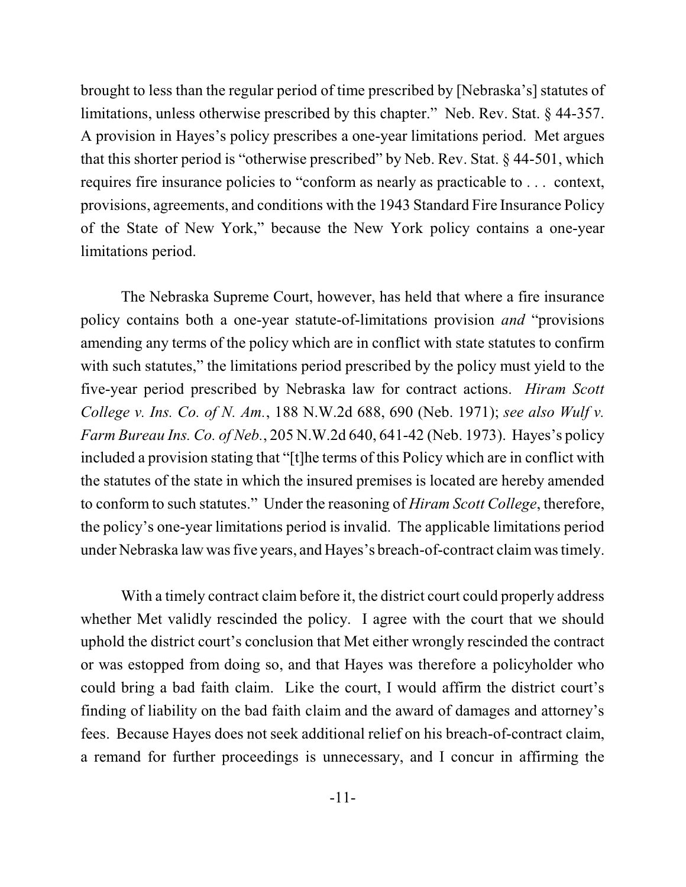brought to less than the regular period of time prescribed by [Nebraska's] statutes of limitations, unless otherwise prescribed by this chapter." Neb. Rev. Stat. § 44-357. A provision in Hayes's policy prescribes a one-year limitations period. Met argues that this shorter period is "otherwise prescribed" by Neb. Rev. Stat. § 44-501, which requires fire insurance policies to "conform as nearly as practicable to . . . context, provisions, agreements, and conditions with the 1943 Standard Fire Insurance Policy of the State of New York," because the New York policy contains a one-year limitations period.

The Nebraska Supreme Court, however, has held that where a fire insurance policy contains both a one-year statute-of-limitations provision *and* "provisions amending any terms of the policy which are in conflict with state statutes to confirm with such statutes," the limitations period prescribed by the policy must yield to the five-year period prescribed by Nebraska law for contract actions. *Hiram Scott College v. Ins. Co. of N. Am.*, 188 N.W.2d 688, 690 (Neb. 1971); *see also Wulf v. Farm Bureau Ins. Co. of Neb.*, 205 N.W.2d 640, 641-42 (Neb. 1973). Hayes's policy included a provision stating that "[t]he terms of this Policy which are in conflict with the statutes of the state in which the insured premises is located are hereby amended to conform to such statutes." Under the reasoning of *Hiram Scott College*, therefore, the policy's one-year limitations period is invalid. The applicable limitations period under Nebraska law was five years, and Hayes's breach-of-contract claim was timely.

With a timely contract claim before it, the district court could properly address whether Met validly rescinded the policy. I agree with the court that we should uphold the district court's conclusion that Met either wrongly rescinded the contract or was estopped from doing so, and that Hayes was therefore a policyholder who could bring a bad faith claim. Like the court, I would affirm the district court's finding of liability on the bad faith claim and the award of damages and attorney's fees. Because Hayes does not seek additional relief on his breach-of-contract claim, a remand for further proceedings is unnecessary, and I concur in affirming the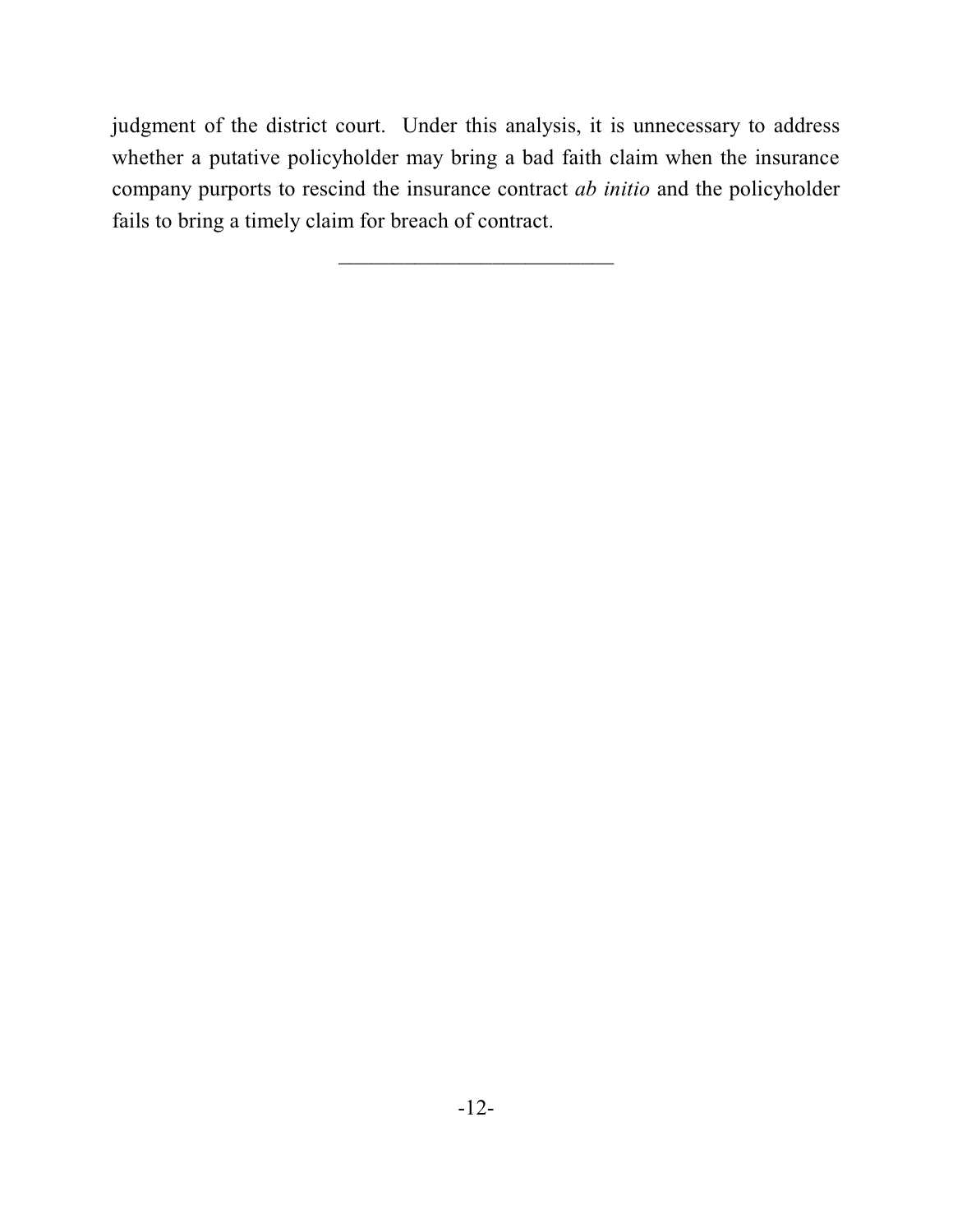judgment of the district court. Under this analysis, it is unnecessary to address whether a putative policyholder may bring a bad faith claim when the insurance company purports to rescind the insurance contract *ab initio* and the policyholder fails to bring a timely claim for breach of contract.

______________________________